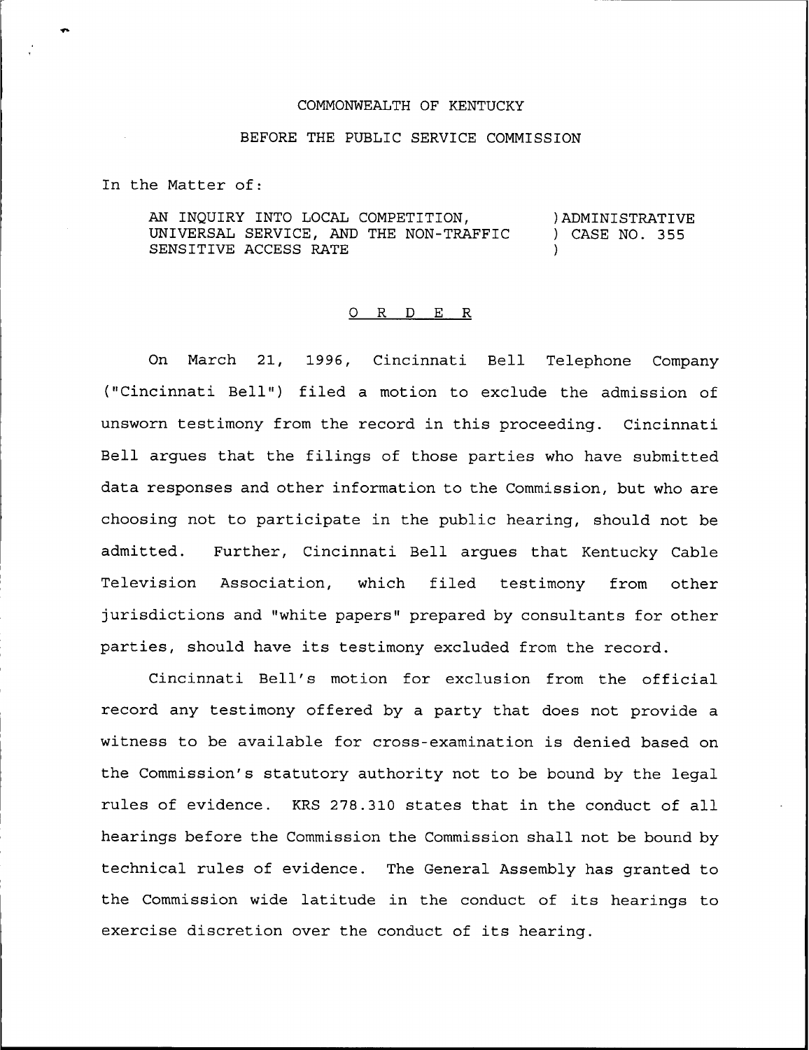COMMONWEALTH OF KENTUCKY

BEFORE THE PUBLIC SERVICE COMMISSION

In the Matter of:

AN INQUIRY INTO LOCAL COMPETITION, UNIVERSAL SERVICE, AND THE NON-TRAFFIC SENSITIVE ACCESS RATE ) ADMINISTRATIVE ) CASE NO. 355 )

## O R D E R

On March 21, 1996, Cincinnati Bell Telephone Company ("Cincinnati Bell") filed a motion to exclude the admission of unsworn testimony from the record in this proceeding. Cincinnati Bell argues that the filings of those parties who have submitted data responses and other information to the Commission, but who are choosing not to participate in the public hearing, should not be admitted. Further, Cincinnati Bell argues that Kentucky Cable Television Association, which filed testimony from other jurisdictions and "white papers" prepared by consultants for other parties, should have its testimony excluded from the record.

Cincinnati Bell's motion for exclusion from the official record any testimony offered by a party that does not provide a witness to be available for cross-examination is denied based on the Commission's statutory authority not to be bound by the legal rules of evidence. KRS 278.310 states that in the conduct of all hearings before the Commission the Commission shall not be bound by technical rules of evidence. The General Assembly has granted to the Commission wide latitude in the conduct of its hearings to exercise discretion over the conduct of its hearing.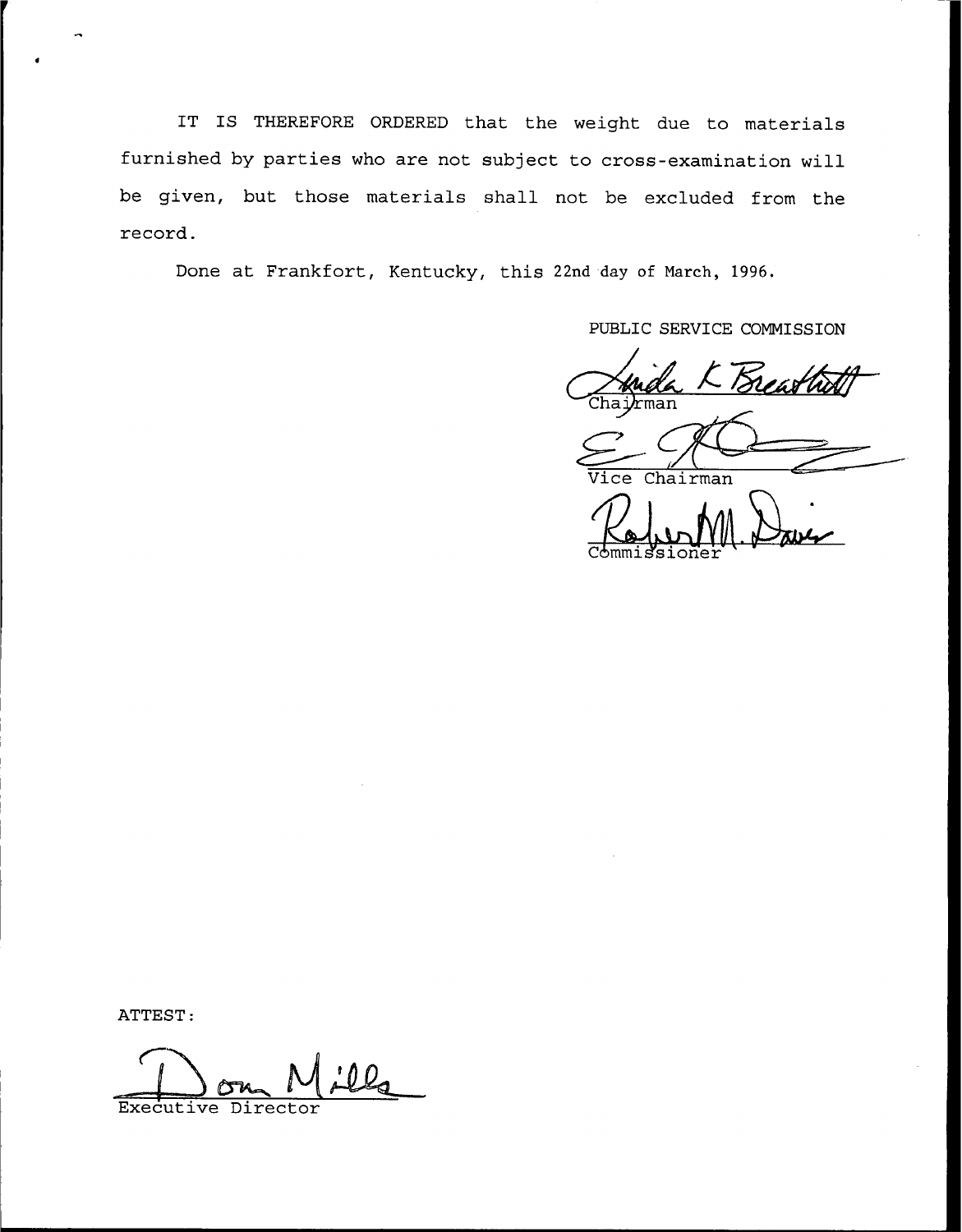IT IS THEREFORE ORDERED that the weight due to materials furnished by parties who are not subject to cross-examination will be given, but those materials shall not be excluded from the record.

Done at Frankfort, Kentucky, this 22nd day of March, 1996.

PUBLIC SERVICE COMMISSION

Chairman

Vice Chairman

Commissioner

ATTEST:

Executive Director